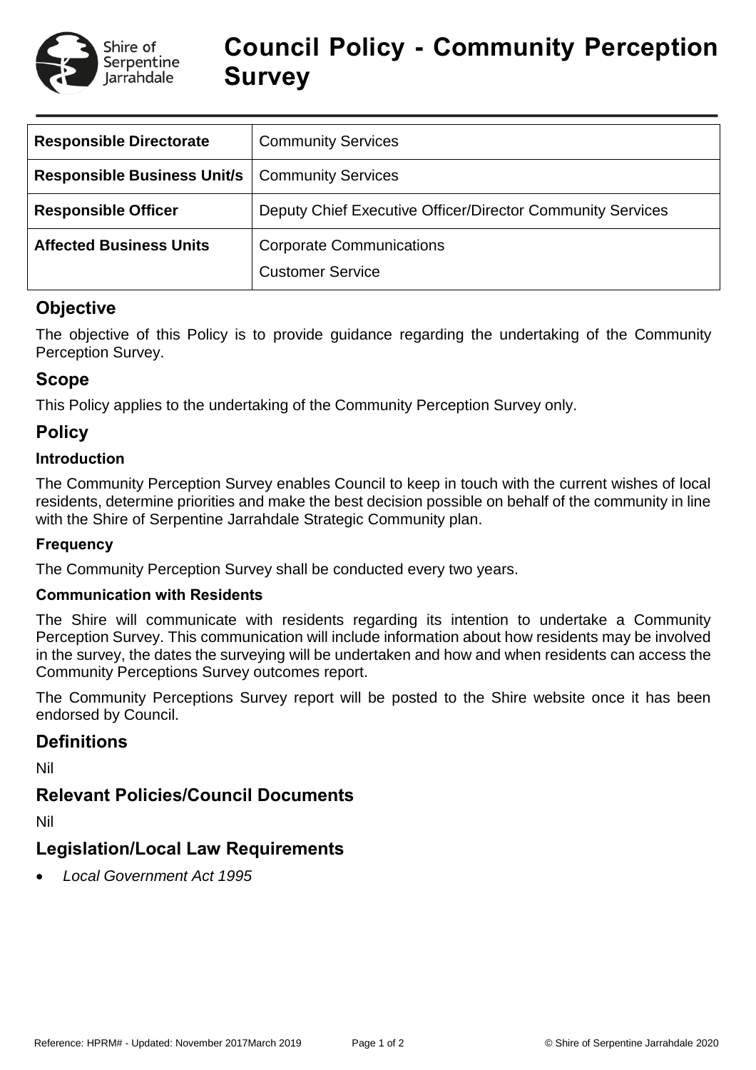# Council Policy - Community Perception Survey

| Responsible Directorate | Community Services |
|---|---|
| **Responsible Business Unit/s** | Community Services |
| **Responsible Officer** | Deputy Chief Executive Officer/Director Community Services |
| **Affected Business Units** | Corporate Communications<br>Customer Service |

## Objective

The objective of this Policy is to provide guidance regarding the undertaking of the Community Perception Survey.

## Scope

This Policy applies to the undertaking of the Community Perception Survey only.

## Policy

### Introduction

The Community Perception Survey enables Council to keep in touch with the current wishes of local residents, determine priorities and make the best decision possible on behalf of the community in line with the Shire of Serpentine Jarrahdale Strategic Community plan.

### Frequency

The Community Perception Survey shall be conducted every two years.

### Communication with Residents

The Shire will communicate with residents regarding its intention to undertake a Community Perception Survey. This communication will include information about how residents may be involved in the survey, the dates the surveying will be undertaken and how and when residents can access the Community Perceptions Survey outcomes report.

The Community Perceptions Survey report will be posted to the Shire website once it has been endorsed by Council.

## Definitions

Nil

## Relevant Policies/Council Documents

Nil

## Legislation/Local Law Requirements

- *Local Government Act 1995*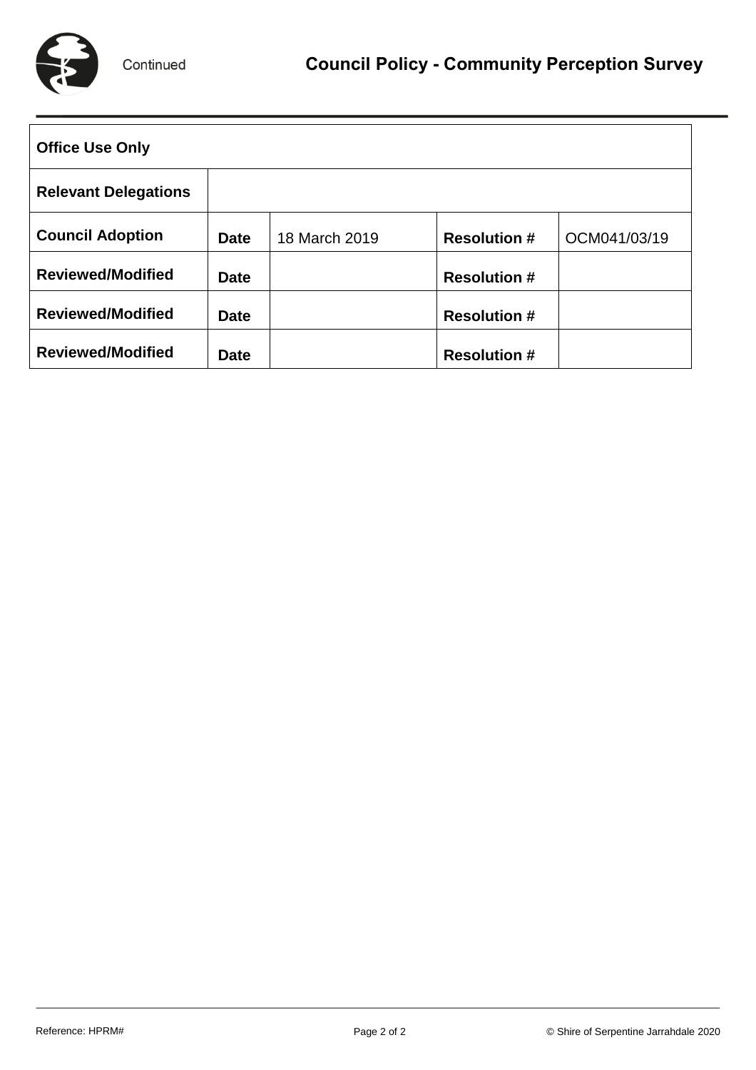| Office Use Only | | | | |
|---|---|---|---|---|
| **Relevant Delegations** | | | | |
| **Council Adoption** | **Date** | 18 March 2019 | **Resolution #** | OCM041/03/19 |
| **Reviewed/Modified** | **Date** | | **Resolution #** | |
| **Reviewed/Modified** | **Date** | | **Resolution #** | |
| **Reviewed/Modified** | **Date** | | **Resolution #** | |

Reference: HPRM#

© Shire of Serpentine Jarrahdale 2020